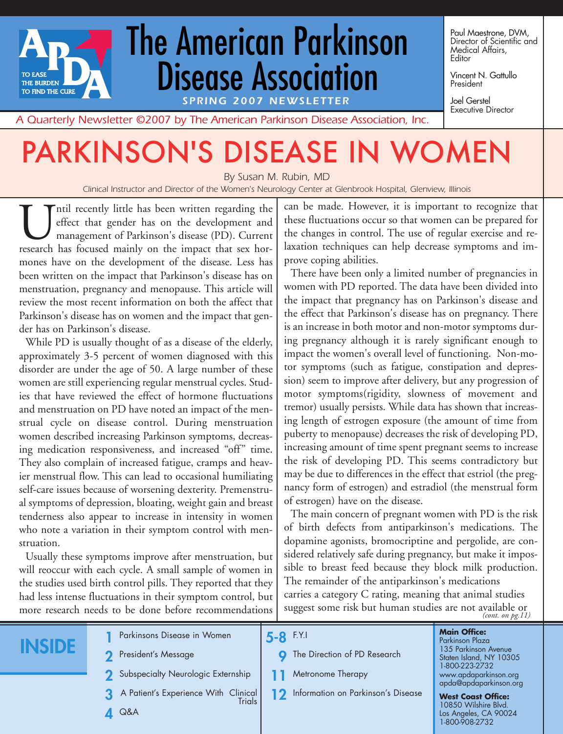# The American Parkinson Disease Association

TO EASE THE BURDEN TO FIND THE CURE

**SPRING 2007 NEWSLETTER**

*A Quarterly Newsletter ©2007 by The American Parkinson Disease Association, Inc.*

Paul Maestrone, DVM, Director of Scientific and Medical Affairs, Editor

Vincent N. Gattullo, President

Joel Gerstel, Executive Director

# PARKINSON'S DISEASE IN WOMEN

*By Susan M. Rubin, MD*

*Clinical Instructor and Director of the Women's Neurology Center at Glenbrook Hospital, Glenview, Illinois*

Until recently little has been written regarding the effect that gender has on the development and management of Parkinson's disease (PD). Current research has focused mainly on the impact that sex hormones have on the development of the disease. Less has been written on the impact that Parkinson's disease has on menstruation, pregnancy and menopause. This article will review the most recent information on both the affect that Parkinson's disease has on women and the impact that gender has on Parkinson's disease.

While PD is usually thought of as a disease of the elderly, approximately 3-5 percent of women diagnosed with this disorder are under the age of 50. A large number of these women are still experiencing regular menstrual cycles. Studies that have reviewed the effect of hormone fluctuations and menstruation on PD have noted an impact of the menstrual cycle on disease control. During menstruation women described increasing Parkinson symptoms, decreasing medication responsiveness, and increased "off" time. They also complain of increased fatigue, cramps and heavier menstrual flow. This can lead to occasional humiliating self-care issues because of worsening dexterity. Premenstrual symptoms of depression, bloating, weight gain and breast tenderness also appear to increase in intensity in women who note a variation in their symptom control with menstruation.

Usually these symptoms improve after menstruation, but will reoccur with each cycle. A small sample of women in the studies used birth control pills. They reported that they had less intense fluctuations in their symptom control, but more research needs to be done before recommendations can be made. However, it is important to recognize that these fluctuations occur so that women can be prepared for the changes in control. The use of regular exercise and relaxation techniques can help decrease symptoms and improve coping abilities.

There have been only a limited number of pregnancies in women with PD reported. The data have been divided into the impact that pregnancy has on Parkinson's disease and the effect that Parkinson's disease has on pregnancy. There is an increase in both motor and non-motor symptoms during pregnancy although it is rarely significant enough to impact the women's overall level of functioning. Non-motor symptoms (such as fatigue, constipation and depression) seem to improve after delivery, but any progression of motor symptoms(rigidity, slowness of movement and tremor) usually persists. While data has shown that increasing length of estrogen exposure (the amount of time from puberty to menopause) decreases the risk of developing PD, increasing amount of time spent pregnant seems to increase the risk of developing PD. This seems contradictory but may be due to differences in the effect that estriol (the pregnancy form of estrogen) and estradiol (the menstrual form of estrogen) have on the disease.

The main concern of pregnant women with PD is the risk of birth defects from antiparkinson's medications. The dopamine agonists, bromocriptine and pergolide, are considered relatively safe during pregnancy, but make it impossible to breast feed because they block milk production. The remainder of the antiparkinson's medications carries a category C rating, meaning that animal studies suggest some risk but human studies are not available or *(cont. on pg.11)*

## INSIDE

- 1 Parkinsons Disease in Women
- 2 President's Message
- 2 Subspecialty Neurologic Externship
- 3 A Patient's Experience With Clinical Trials
- 4 Q&A
- 5-8 F.Y.I
- 9 The Direction of PD Research
- 11 Metronome Therapy
- 12 Information on Parkinson's Disease

**Main Office:**
Parkinson Plaza
135 Parkinson Avenue
Staten Island, NY 10305
1-800-223-2732
www.apdaparkinson.org
apda@apdaparkinson.org

**West Coast Office:**
10850 Wilshire Blvd.
Los Angeles, CA 90024
1-800-908-2732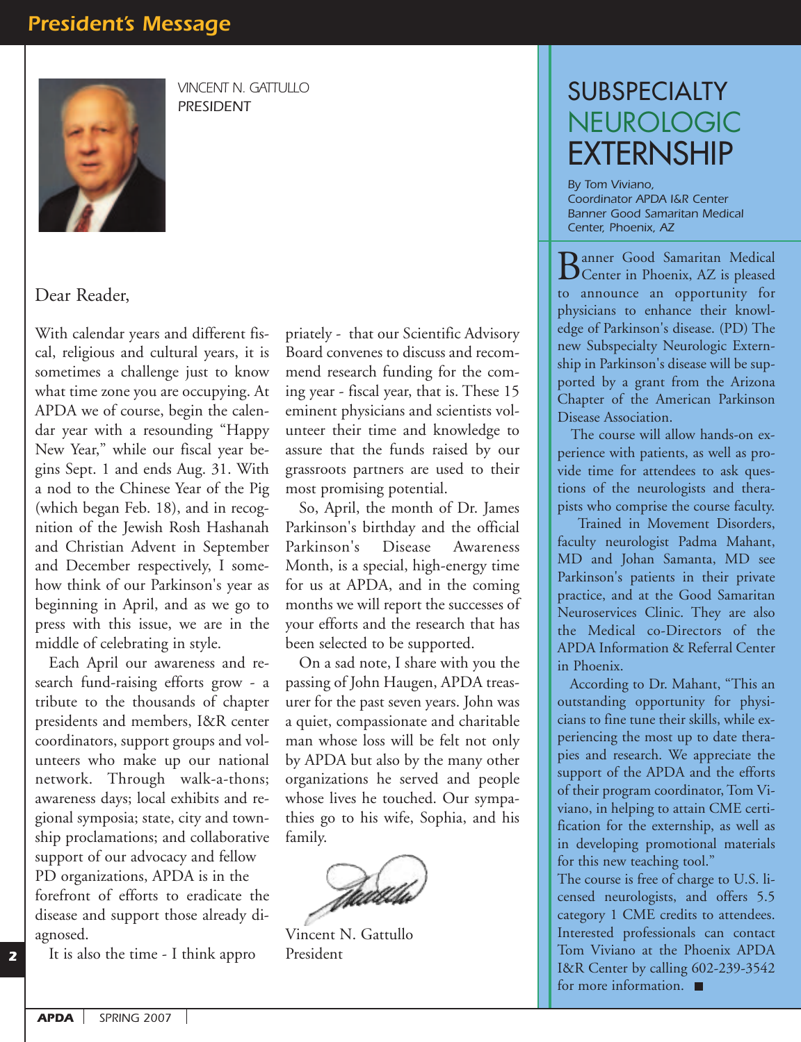# President's Message

VINCENT N. GATTULLO
PRESIDENT

Dear Reader,

With calendar years and different fiscal, religious and cultural years, it is sometimes a challenge just to know what time zone you are occupying. At APDA we of course, begin the calendar year with a resounding "Happy New Year," while our fiscal year begins Sept. 1 and ends Aug. 31. With a nod to the Chinese Year of the Pig (which began Feb. 18), and in recognition of the Jewish Rosh Hashanah and Christian Advent in September and December respectively, I somehow think of our Parkinson's year as beginning in April, and as we go to press with this issue, we are in the middle of celebrating in style.

Each April our awareness and research fund-raising efforts grow - a tribute to the thousands of chapter presidents and members, I&R center coordinators, support groups and volunteers who make up our national network. Through walk-a-thons; awareness days; local exhibits and regional symposia; state, city and township proclamations; and collaborative support of our advocacy and fellow PD organizations, APDA is in the forefront of efforts to eradicate the disease and support those already diagnosed.

It is also the time - I think appropriately - that our Scientific Advisory Board convenes to discuss and recommend research funding for the coming year - fiscal year, that is. These 15 eminent physicians and scientists volunteer their time and knowledge to assure that the funds raised by our grassroots partners are used to their most promising potential.

So, April, the month of Dr. James Parkinson's birthday and the official Parkinson's Disease Awareness Month, is a special, high-energy time for us at APDA, and in the coming months we will report the successes of your efforts and the research that has been selected to be supported.

On a sad note, I share with you the passing of John Haugen, APDA treasurer for the past seven years. John was a quiet, compassionate and charitable man whose loss will be felt not only by APDA but also by the many other organizations he served and people whose lives he touched. Our sympathies go to his wife, Sophia, and his family.

Vincent N. Gattullo
President

## SUBSPECIALTY NEUROLOGIC EXTERNSHIP

*By Tom Viviano, Coordinator APDA I&R Center Banner Good Samaritan Medical Center, Phoenix, AZ*

Banner Good Samaritan Medical Center in Phoenix, AZ is pleased to announce an opportunity for physicians to enhance their knowledge of Parkinson's disease. (PD) The new Subspecialty Neurologic Externship in Parkinson's disease will be supported by a grant from the Arizona Chapter of the American Parkinson Disease Association.

The course will allow hands-on experience with patients, as well as provide time for attendees to ask questions of the neurologists and therapists who comprise the course faculty.

Trained in Movement Disorders, faculty neurologist Padma Mahant, MD and Johan Samanta, MD see Parkinson's patients in their private practice, and at the Good Samaritan Neuroservices Clinic. They are also the Medical co-Directors of the APDA Information & Referral Center in Phoenix.

According to Dr. Mahant, "This an outstanding opportunity for physicians to fine tune their skills, while experiencing the most up to date therapies and research. We appreciate the support of the APDA and the efforts of their program coordinator, Tom Viviano, in helping to attain CME certification for the externship, as well as in developing promotional materials for this new teaching tool."

The course is free of charge to U.S. licensed neurologists, and offers 5.5 category 1 CME credits to attendees. Interested professionals can contact Tom Viviano at the Phoenix APDA I&R Center by calling 602-239-3542 for more information. ■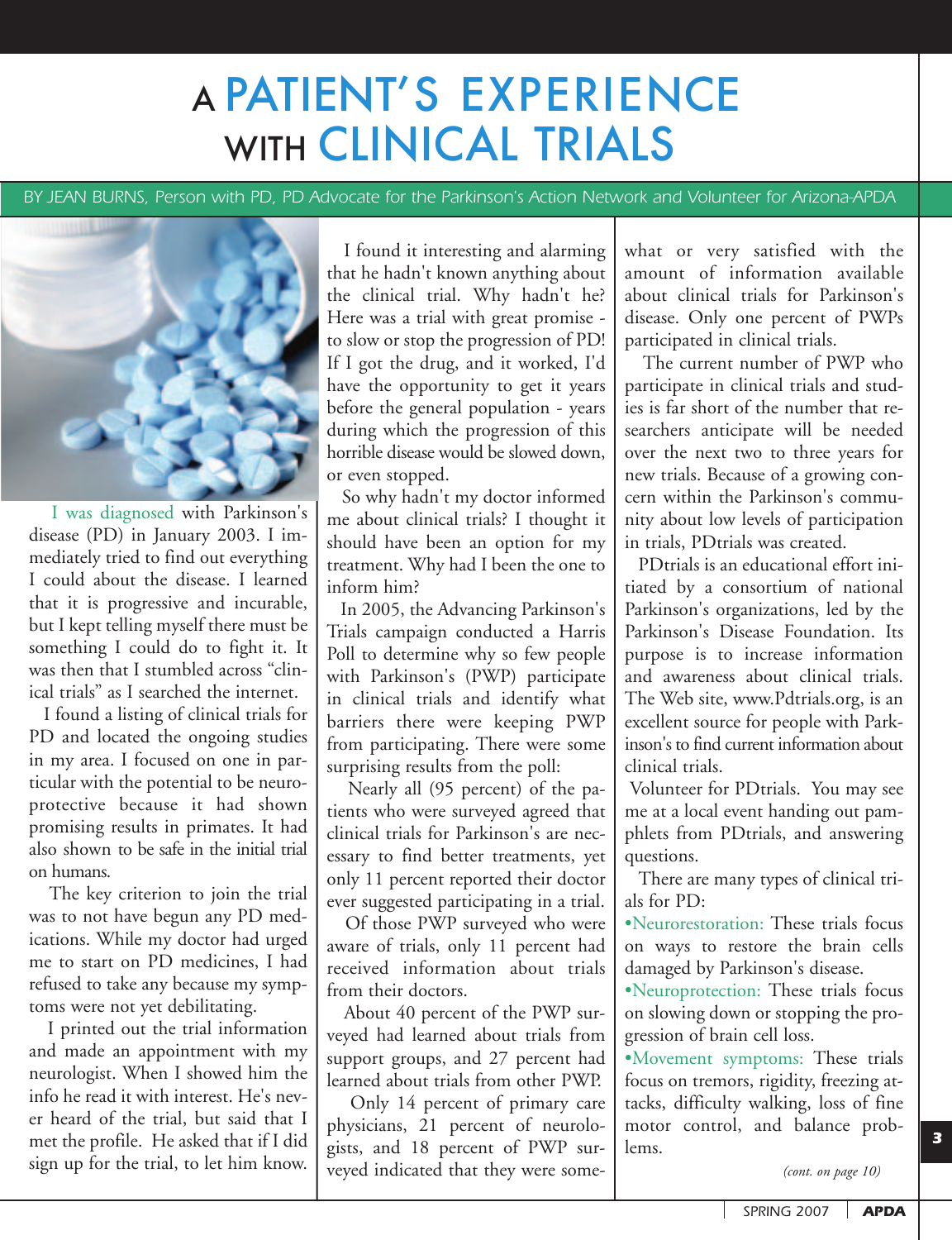# A PATIENT'S EXPERIENCE WITH CLINICAL TRIALS

*BY JEAN BURNS, Person with PD, PD Advocate for the Parkinson's Action Network and Volunteer for Arizona-APDA*

I was diagnosed with Parkinson's disease (PD) in January 2003. I immediately tried to find out everything I could about the disease. I learned that it is progressive and incurable, but I kept telling myself there must be something I could do to fight it. It was then that I stumbled across "clinical trials" as I searched the internet.

I found a listing of clinical trials for PD and located the ongoing studies in my area. I focused on one in particular with the potential to be neuroprotective because it had shown promising results in primates. It had also shown to be safe in the initial trial on humans.

The key criterion to join the trial was to not have begun any PD medications. While my doctor had urged me to start on PD medicines, I had refused to take any because my symptoms were not yet debilitating.

I printed out the trial information and made an appointment with my neurologist. When I showed him the info he read it with interest. He's never heard of the trial, but said that I met the profile. He asked that if I did sign up for the trial, to let him know.

I found it interesting and alarming that he hadn't known anything about the clinical trial. Why hadn't he? Here was a trial with great promise - to slow or stop the progression of PD! If I got the drug, and it worked, I'd have the opportunity to get it years before the general population - years during which the progression of this horrible disease would be slowed down, or even stopped.

So why hadn't my doctor informed me about clinical trials? I thought it should have been an option for my treatment. Why had I been the one to inform him?

In 2005, the Advancing Parkinson's Trials campaign conducted a Harris Poll to determine why so few people with Parkinson's (PWP) participate in clinical trials and identify what barriers there were keeping PWP from participating. There were some surprising results from the poll:

Nearly all (95 percent) of the patients who were surveyed agreed that clinical trials for Parkinson's are necessary to find better treatments, yet only 11 percent reported their doctor ever suggested participating in a trial.

Of those PWP surveyed who were aware of trials, only 11 percent had received information about trials from their doctors.

About 40 percent of the PWP surveyed had learned about trials from support groups, and 27 percent had learned about trials from other PWP.

Only 14 percent of primary care physicians, 21 percent of neurologists, and 18 percent of PWP surveyed indicated that they were somewhat or very satisfied with the amount of information available about clinical trials for Parkinson's disease. Only one percent of PWPs participated in clinical trials.

The current number of PWP who participate in clinical trials and studies is far short of the number that researchers anticipate will be needed over the next two to three years for new trials. Because of a growing concern within the Parkinson's community about low levels of participation in trials, PDtrials was created.

PDtrials is an educational effort initiated by a consortium of national Parkinson's organizations, led by the Parkinson's Disease Foundation. Its purpose is to increase information and awareness about clinical trials. The Web site, www.Pdtrials.org, is an excellent source for people with Parkinson's to find current information about clinical trials.

Volunteer for PDtrials. You may see me at a local event handing out pamphlets from PDtrials, and answering questions.

There are many types of clinical trials for PD:

- Neurorestoration: These trials focus on ways to restore the brain cells damaged by Parkinson's disease.
- Neuroprotection: These trials focus on slowing down or stopping the progression of brain cell loss.
- Movement symptoms: These trials focus on tremors, rigidity, freezing attacks, difficulty walking, loss of fine motor control, and balance problems.

*(cont. on page 10)*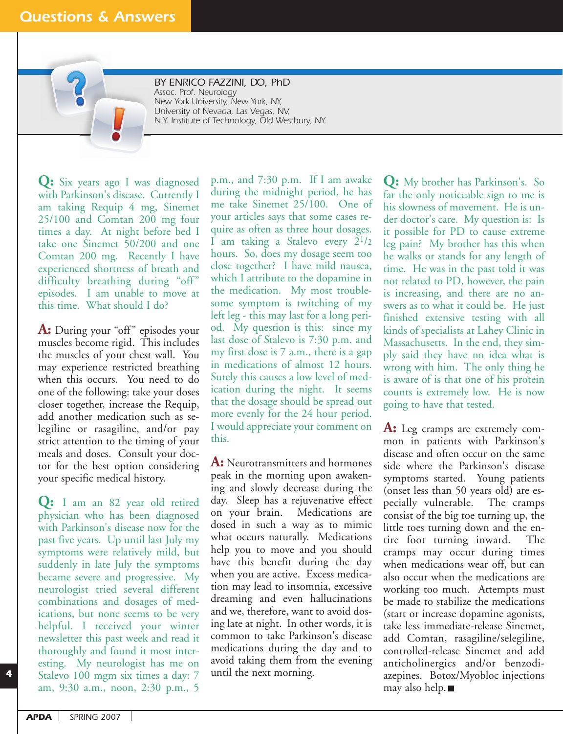# Questions & Answers

BY ENRICO FAZZINI, DO, PhD
Assoc. Prof. Neurology
New York University, New York, NY,
University of Nevada, Las Vegas, NV,
N.Y. Institute of Technology, Old Westbury, NY.

**Q:** Six years ago I was diagnosed with Parkinson's disease. Currently I am taking Requip 4 mg, Sinemet 25/100 and Comtan 200 mg four times a day. At night before bed I take one Sinemet 50/200 and one Comtan 200 mg. Recently I have experienced shortness of breath and difficulty breathing during "off" episodes. I am unable to move at this time. What should I do?

**A:** During your "off" episodes your muscles become rigid. This includes the muscles of your chest wall. You may experience restricted breathing when this occurs. You need to do one of the following: take your doses closer together, increase the Requip, add another medication such as selegiline or rasagiline, and/or pay strict attention to the timing of your meals and doses. Consult your doctor for the best option considering your specific medical history.

**Q:** I am an 82 year old retired physician who has been diagnosed with Parkinson's disease now for the past five years. Up until last July my symptoms were relatively mild, but suddenly in late July the symptoms became severe and progressive. My neurologist tried several different combinations and dosages of medications, but none seems to be very helpful. I received your winter newsletter this past week and read it thoroughly and found it most interesting. My neurologist has me on Stalevo 100 mgm six times a day: 7 am, 9:30 a.m., noon, 2:30 p.m., 5 p.m., and 7:30 p.m. If I am awake during the midnight period, he has me take Sinemet 25/100. One of your articles says that some cases require as often as three hour dosages. I am taking a Stalevo every 2 1/2 hours. So, does my dosage seem too close together? I have mild nausea, which I attribute to the dopamine in the medication. My most troublesome symptom is twitching of my left leg - this may last for a long period. My question is this: since my last dose of Stalevo is 7:30 p.m. and my first dose is 7 a.m., there is a gap in medications of almost 12 hours. Surely this causes a low level of medication during the night. It seems that the dosage should be spread out more evenly for the 24 hour period. I would appreciate your comment on this.

**A:** Neurotransmitters and hormones peak in the morning upon awakening and slowly decrease during the day. Sleep has a rejuvenative effect on your brain. Medications are dosed in such a way as to mimic what occurs naturally. Medications help you to move and you should have this benefit during the day when you are active. Excess medication may lead to insomnia, excessive dreaming and even hallucinations and we, therefore, want to avoid dosing late at night. In other words, it is common to take Parkinson's disease medications during the day and to avoid taking them from the evening until the next morning.

**Q:** My brother has Parkinson's. So far the only noticeable sign to me is his slowness of movement. He is under doctor's care. My question is: Is it possible for PD to cause extreme leg pain? My brother has this when he walks or stands for any length of time. He was in the past told it was not related to PD, however, the pain is increasing, and there are no answers as to what it could be. He just finished extensive testing with all kinds of specialists at Lahey Clinic in Massachusetts. In the end, they simply said they have no idea what is wrong with him. The only thing he is aware of is that one of his protein counts is extremely low. He is now going to have that tested.

**A:** Leg cramps are extremely common in patients with Parkinson's disease and often occur on the same side where the Parkinson's disease symptoms started. Young patients (onset less than 50 years old) are especially vulnerable. The cramps consist of the big toe turning up, the little toes turning down and the entire foot turning inward. The cramps may occur during times when medications wear off, but can also occur when the medications are working too much. Attempts must be made to stabilize the medications (start or increase dopamine agonists, take less immediate-release Sinemet, add Comtan, rasagiline/selegiline, controlled-release Sinemet and add anticholinergics and/or benzodiazepines. Botox/Myobloc injections may also help. ■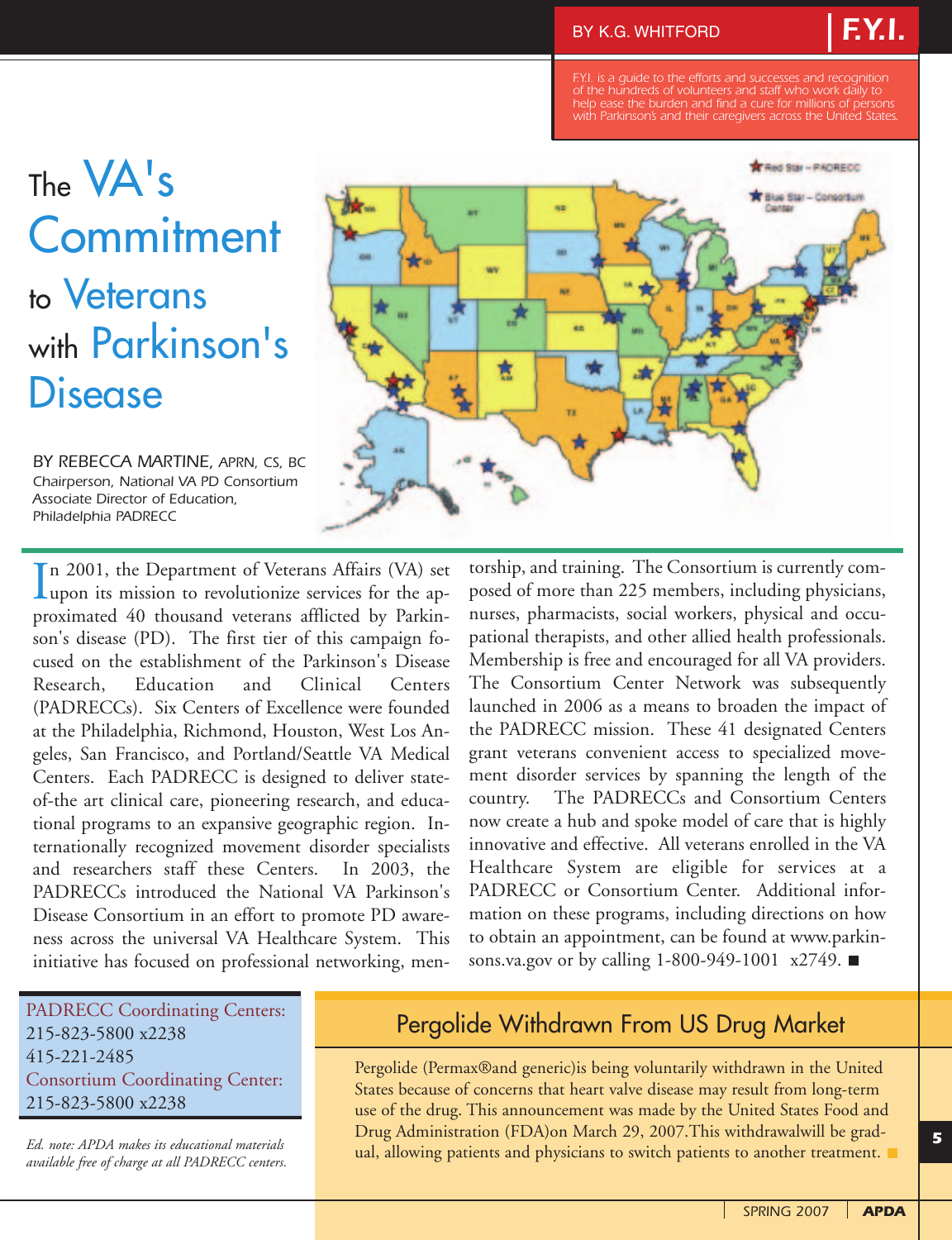BY K.G. WHITFORD

**F.Y.I.**

*F.Y.I. is a guide to the efforts and successes and recognition of the hundreds of volunteers and staff who work daily to help ease the burden and find a cure for millions of persons with Parkinson's and their caregivers across the United States.*

# The VA's Commitment to Veterans with Parkinson's Disease

Red Star – PADRECC

Blue Star – Consortium Center

*BY REBECCA MARTINE, APRN, CS, BC*
*Chairperson, National VA PD Consortium*
*Associate Director of Education,*
*Philadelphia PADRECC*

In 2001, the Department of Veterans Affairs (VA) set upon its mission to revolutionize services for the approximated 40 thousand veterans afflicted by Parkinson's disease (PD). The first tier of this campaign focused on the establishment of the Parkinson's Disease Research, Education and Clinical Centers (PADRECCs). Six Centers of Excellence were founded at the Philadelphia, Richmond, Houston, West Los Angeles, San Francisco, and Portland/Seattle VA Medical Centers. Each PADRECC is designed to deliver state-of-the art clinical care, pioneering research, and educational programs to an expansive geographic region. Internationally recognized movement disorder specialists and researchers staff these Centers. In 2003, the PADRECCs introduced the National VA Parkinson's Disease Consortium in an effort to promote PD awareness across the universal VA Healthcare System. This initiative has focused on professional networking, mentorship, and training. The Consortium is currently composed of more than 225 members, including physicians, nurses, pharmacists, social workers, physical and occupational therapists, and other allied health professionals. Membership is free and encouraged for all VA providers. The Consortium Center Network was subsequently launched in 2006 as a means to broaden the impact of the PADRECC mission. These 41 designated Centers grant veterans convenient access to specialized movement disorder services by spanning the length of the country. The PADRECCs and Consortium Centers now create a hub and spoke model of care that is highly innovative and effective. All veterans enrolled in the VA Healthcare System are eligible for services at a PADRECC or Consortium Center. Additional information on these programs, including directions on how to obtain an appointment, can be found at www.parkinsons.va.gov or by calling 1-800-949-1001 x2749. ■

PADRECC Coordinating Centers:
215-823-5800 x2238
415-221-2485
Consortium Coordinating Center:
215-823-5800 x2238

*Ed. note: APDA makes its educational materials available free of charge at all PADRECC centers.*

## Pergolide Withdrawn From US Drug Market

Pergolide (Permax®and generic)is being voluntarily withdrawn in the United States because of concerns that heart valve disease may result from long-term use of the drug. This announcement was made by the United States Food and Drug Administration (FDA)on March 29, 2007.This withdrawalwill be gradual, allowing patients and physicians to switch patients to another treatment. ■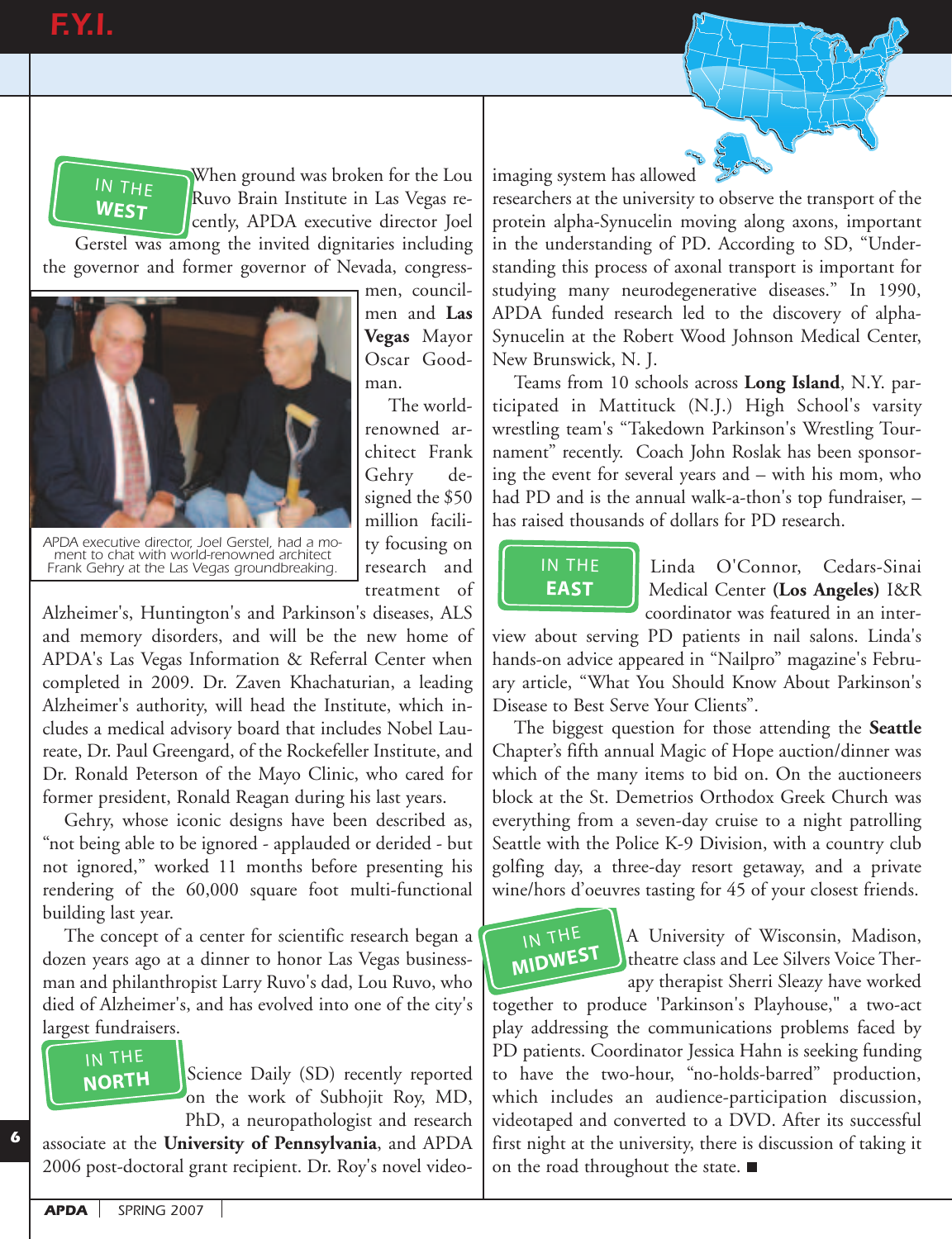# F.Y.I.

## IN THE WEST

When ground was broken for the Lou Ruvo Brain Institute in Las Vegas recently, APDA executive director Joel Gerstel was among the invited dignitaries including the governor and former governor of Nevada, congressmen, councilmen and **Las Vegas** Mayor Oscar Goodman.

APDA executive director, Joel Gerstel, had a moment to chat with world-renowned architect Frank Gehry at the Las Vegas groundbreaking.

The world-renowned architect Frank Gehry designed the $50 million facility focusing on research and treatment of Alzheimer's, Huntington's and Parkinson's diseases, ALS and memory disorders, and will be the new home of APDA's Las Vegas Information & Referral Center when completed in 2009. Dr. Zaven Khachaturian, a leading Alzheimer's authority, will head the Institute, which includes a medical advisory board that includes Nobel Laureate, Dr. Paul Greengard, of the Rockefeller Institute, and Dr. Ronald Peterson of the Mayo Clinic, who cared for former president, Ronald Reagan during his last years.

Gehry, whose iconic designs have been described as, "not being able to be ignored - applauded or derided - but not ignored," worked 11 months before presenting his rendering of the 60,000 square foot multi-functional building last year.

The concept of a center for scientific research began a dozen years ago at a dinner to honor Las Vegas businessman and philanthropist Larry Ruvo's dad, Lou Ruvo, who died of Alzheimer's, and has evolved into one of the city's largest fundraisers.

## IN THE NORTH

Science Daily (SD) recently reported on the work of Subhojit Roy, MD, PhD, a neuropathologist and research associate at the **University of Pennsylvania**, and APDA 2006 post-doctoral grant recipient. Dr. Roy's novel video-imaging system has allowed researchers at the university to observe the transport of the protein alpha-Synucelin moving along axons, important in the understanding of PD. According to SD, "Understanding this process of axonal transport is important for studying many neurodegenerative diseases." In 1990, APDA funded research led to the discovery of alpha-Synucelin at the Robert Wood Johnson Medical Center, New Brunswick, N. J.

Teams from 10 schools across **Long Island**, N.Y. participated in Mattituck (N.J.) High School's varsity wrestling team's "Takedown Parkinson's Wrestling Tournament" recently. Coach John Roslak has been sponsoring the event for several years and – with his mom, who had PD and is the annual walk-a-thon's top fundraiser, – has raised thousands of dollars for PD research.

## IN THE EAST

Linda O'Connor, Cedars-Sinai Medical Center **(Los Angeles)** I&R coordinator was featured in an interview about serving PD patients in nail salons. Linda's hands-on advice appeared in "Nailpro" magazine's February article, "What You Should Know About Parkinson's Disease to Best Serve Your Clients".

The biggest question for those attending the **Seattle** Chapter's fifth annual Magic of Hope auction/dinner was which of the many items to bid on. On the auctioneers block at the St. Demetrios Orthodox Greek Church was everything from a seven-day cruise to a night patrolling Seattle with the Police K-9 Division, with a country club golfing day, a three-day resort getaway, and a private wine/hors d'oeuvres tasting for 45 of your closest friends.

## IN THE MIDWEST

A University of Wisconsin, Madison, theatre class and Lee Silvers Voice Therapy therapist Sherri Sleazy have worked together to produce 'Parkinson's Playhouse," a two-act play addressing the communications problems faced by PD patients. Coordinator Jessica Hahn is seeking funding to have the two-hour, "no-holds-barred" production, which includes an audience-participation discussion, videotaped and converted to a DVD. After its successful first night at the university, there is discussion of taking it on the road throughout the state. ■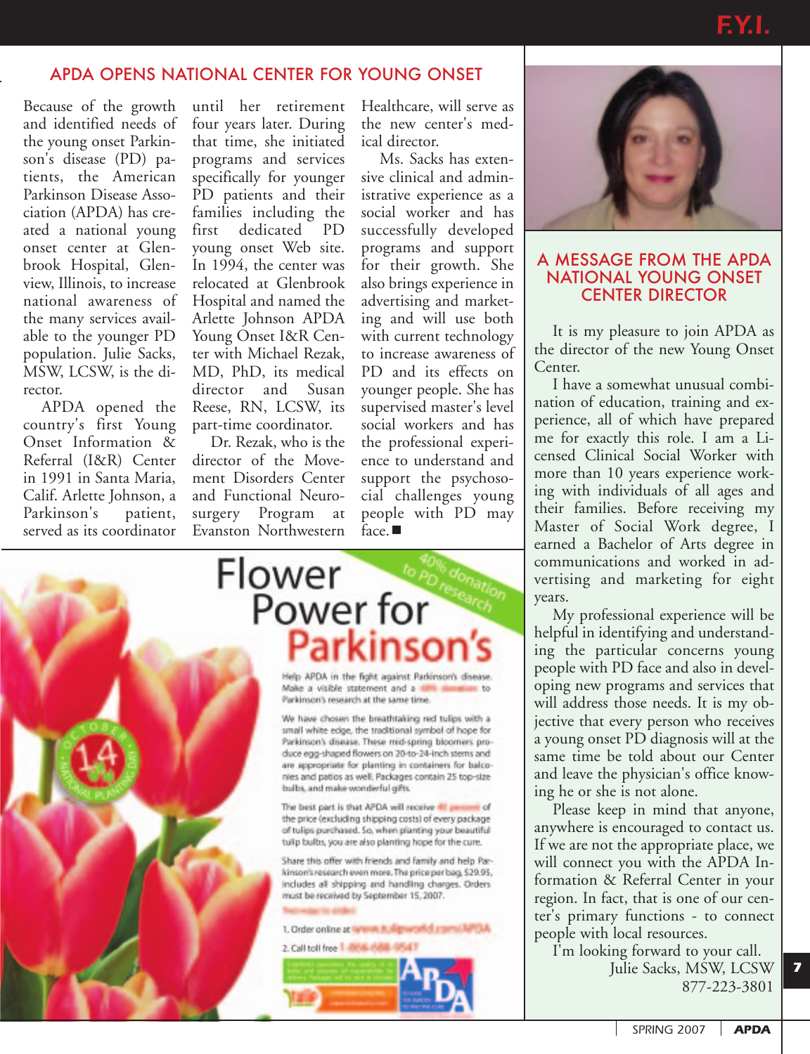## APDA OPENS NATIONAL CENTER FOR YOUNG ONSET

Because of the growth and identified needs of the young onset Parkinson's disease (PD) patients, the American Parkinson Disease Association (APDA) has created a national young onset center at Glenbrook Hospital, Glenview, Illinois, to increase national awareness of the many services available to the younger PD population. Julie Sacks, MSW, LCSW, is the director.

APDA opened the country's first Young Onset Information & Referral (I&R) Center in 1991 in Santa Maria, Calif. Arlette Johnson, a Parkinson's patient, served as its coordinator until her retirement four years later. During that time, she initiated programs and services specifically for younger PD patients and their families including the first dedicated PD young onset Web site. In 1994, the center was relocated at Glenbrook Hospital and named the Arlette Johnson APDA Young Onset I&R Center with Michael Rezak, MD, PhD, its medical director and Susan Reese, RN, LCSW, its part-time coordinator.

Dr. Rezak, who is the director of the Movement Disorders Center and Functional Neurosurgery Program at Evanston Northwestern Healthcare, will serve as the new center's medical director.

Ms. Sacks has extensive clinical and administrative experience as a social worker and has successfully developed programs and support for their growth. She also brings experience in advertising and marketing and will use both with current technology to increase awareness of PD and its effects on younger people. She has supervised master's level social workers and has the professional experience to understand and support the psychosocial challenges young people with PD may face. ■

# Flower Power for Parkinson's

40% donation to PD research

OCTOBER 14 · NATIONAL PLANTING DAY

Help APDA in the fight against Parkinson's disease. Make a visible statement and a 40% donation to Parkinson's research at the same time.

We have chosen the breathtaking red tulips with a small white edge, the traditional symbol of hope for Parkinson's disease. These mid-spring bloomers produce egg-shaped flowers on 20-to-24-inch stems and are appropriate for planting in containers for balconies and patios as well. Packages contain 25 top-size bulbs, and make wonderful gifts.

The best part is that APDA will receive 40 percent of the price (excluding shipping costs) of every package of tulips purchased. So, when planting your beautiful tulip bulbs, you are also planting hope for the cure.

Share this offer with friends and family and help Parkinson's research even more. The price per bag, $29.95, includes all shipping and handling charges. Orders must be received by September 15, 2007.

Two ways to order:

1. Order online at www.tulipworld.com/APDA
2. Call toll free 1-866-688-9547

## A MESSAGE FROM THE APDA NATIONAL YOUNG ONSET CENTER DIRECTOR

It is my pleasure to join APDA as the director of the new Young Onset Center.

I have a somewhat unusual combination of education, training and experience, all of which have prepared me for exactly this role. I am a Licensed Clinical Social Worker with more than 10 years experience working with individuals of all ages and their families. Before receiving my Master of Social Work degree, I earned a Bachelor of Arts degree in communications and worked in advertising and marketing for eight years.

My professional experience will be helpful in identifying and understanding the particular concerns young people with PD face and also in developing new programs and services that will address those needs. It is my objective that every person who receives a young onset PD diagnosis will at the same time be told about our Center and leave the physician's office knowing he or she is not alone.

Please keep in mind that anyone, anywhere is encouraged to contact us. If we are not the appropriate place, we will connect you with the APDA Information & Referral Center in your region. In fact, that is one of our center's primary functions - to connect people with local resources.

I'm looking forward to your call.

Julie Sacks, MSW, LCSW
877-223-3801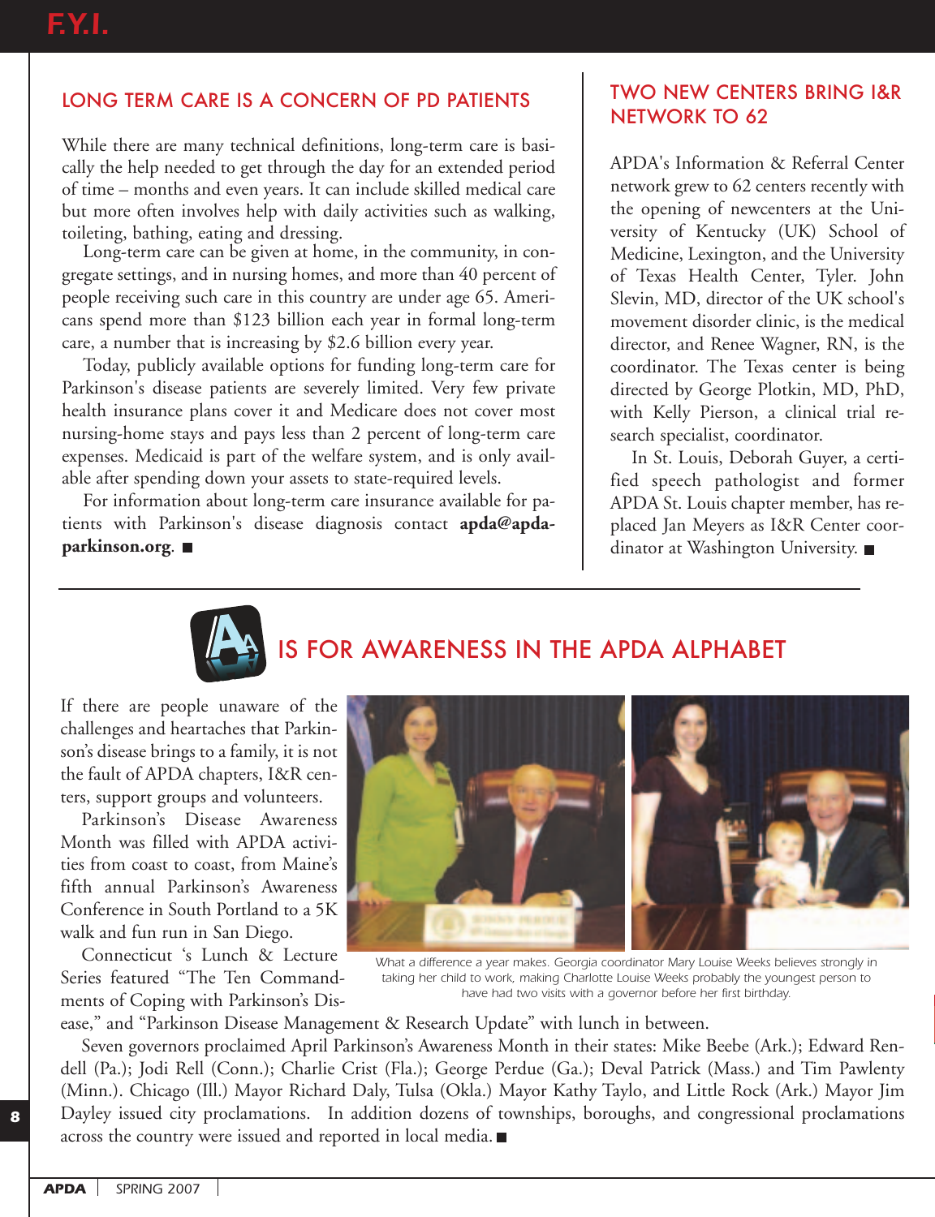## LONG TERM CARE IS A CONCERN OF PD PATIENTS

While there are many technical definitions, long-term care is basically the help needed to get through the day for an extended period of time – months and even years. It can include skilled medical care but more often involves help with daily activities such as walking, toileting, bathing, eating and dressing.

Long-term care can be given at home, in the community, in congregate settings, and in nursing homes, and more than 40 percent of people receiving such care in this country are under age 65. Americans spend more than $123 billion each year in formal long-term care, a number that is increasing by $2.6 billion every year.

Today, publicly available options for funding long-term care for Parkinson's disease patients are severely limited. Very few private health insurance plans cover it and Medicare does not cover most nursing-home stays and pays less than 2 percent of long-term care expenses. Medicaid is part of the welfare system, and is only available after spending down your assets to state-required levels.

For information about long-term care insurance available for patients with Parkinson's disease diagnosis contact **apda@apdaparkinson.org**. ■

## TWO NEW CENTERS BRING I&R NETWORK TO 62

APDA's Information & Referral Center network grew to 62 centers recently with the opening of newcenters at the University of Kentucky (UK) School of Medicine, Lexington, and the University of Texas Health Center, Tyler. John Slevin, MD, director of the UK school's movement disorder clinic, is the medical director, and Renee Wagner, RN, is the coordinator. The Texas center is being directed by George Plotkin, MD, PhD, with Kelly Pierson, a clinical trial research specialist, coordinator.

In St. Louis, Deborah Guyer, a certified speech pathologist and former APDA St. Louis chapter member, has replaced Jan Meyers as I&R Center coordinator at Washington University. ■

## A IS FOR AWARENESS IN THE APDA ALPHABET

If there are people unaware of the challenges and heartaches that Parkinson's disease brings to a family, it is not the fault of APDA chapters, I&R centers, support groups and volunteers.

Parkinson's Disease Awareness Month was filled with APDA activities from coast to coast, from Maine's fifth annual Parkinson's Awareness Conference in South Portland to a 5K walk and fun run in San Diego.

Connecticut 's Lunch & Lecture Series featured "The Ten Commandments of Coping with Parkinson's Disease," and "Parkinson Disease Management & Research Update" with lunch in between.

*What a difference a year makes. Georgia coordinator Mary Louise Weeks believes strongly in taking her child to work, making Charlotte Louise Weeks probably the youngest person to have had two visits with a governor before her first birthday.*

Seven governors proclaimed April Parkinson's Awareness Month in their states: Mike Beebe (Ark.); Edward Rendell (Pa.); Jodi Rell (Conn.); Charlie Crist (Fla.); George Perdue (Ga.); Deval Patrick (Mass.) and Tim Pawlenty (Minn.). Chicago (Ill.) Mayor Richard Daly, Tulsa (Okla.) Mayor Kathy Taylo, and Little Rock (Ark.) Mayor Jim Dayley issued city proclamations. In addition dozens of townships, boroughs, and congressional proclamations across the country were issued and reported in local media. ■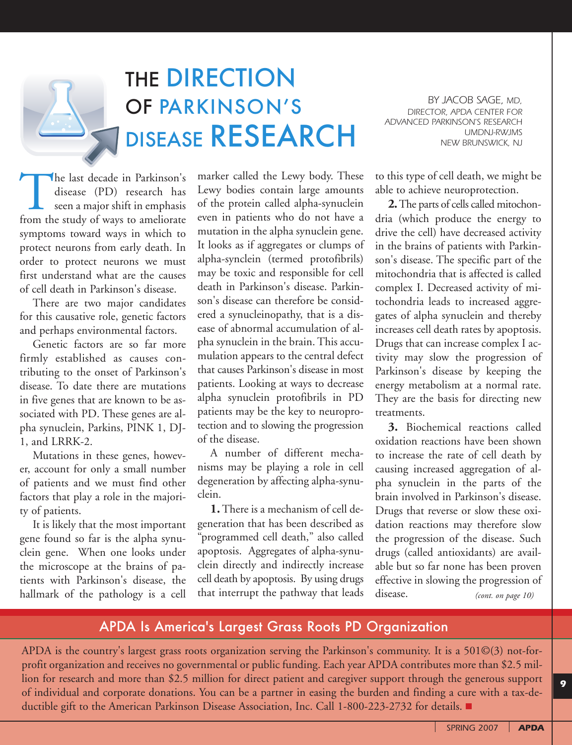# THE DIRECTION OF PARKINSON'S DISEASE RESEARCH

BY JACOB SAGE, MD,
DIRECTOR, APDA CENTER FOR ADVANCED PARKINSON'S RESEARCH
UMDNJ-RWJMS
NEW BRUNSWICK, NJ

The last decade in Parkinson's disease (PD) research has seen a major shift in emphasis from the study of ways to ameliorate symptoms toward ways in which to protect neurons from early death. In order to protect neurons we must first understand what are the causes of cell death in Parkinson's disease.

There are two major candidates for this causative role, genetic factors and perhaps environmental factors.

Genetic factors are so far more firmly established as causes contributing to the onset of Parkinson's disease. To date there are mutations in five genes that are known to be associated with PD. These genes are alpha synuclein, Parkins, PINK 1, DJ-1, and LRRK-2.

Mutations in these genes, however, account for only a small number of patients and we must find other factors that play a role in the majority of patients.

It is likely that the most important gene found so far is the alpha synuclein gene. When one looks under the microscope at the brains of patients with Parkinson's disease, the hallmark of the pathology is a cell marker called the Lewy body. These Lewy bodies contain large amounts of the protein called alpha-synuclein even in patients who do not have a mutation in the alpha synuclein gene. It looks as if aggregates or clumps of alpha-synclein (termed protofibrils) may be toxic and responsible for cell death in Parkinson's disease. Parkinson's disease can therefore be considered a synucleinopathy, that is a disease of abnormal accumulation of alpha synuclein in the brain. This accumulation appears to the central defect that causes Parkinson's disease in most patients. Looking at ways to decrease alpha synuclein protofibrils in PD patients may be the key to neuroprotection and to slowing the progression of the disease.

A number of different mechanisms may be playing a role in cell degeneration by affecting alpha-synuclein.

**1.** There is a mechanism of cell degeneration that has been described as "programmed cell death," also called apoptosis. Aggregates of alpha-synuclein directly and indirectly increase cell death by apoptosis. By using drugs that interrupt the pathway that leads to this type of cell death, we might be able to achieve neuroprotection.

**2.** The parts of cells called mitochondria (which produce the energy to drive the cell) have decreased activity in the brains of patients with Parkinson's disease. The specific part of the mitochondria that is affected is called complex I. Decreased activity of mitochondria leads to increased aggregates of alpha synuclein and thereby increases cell death rates by apoptosis. Drugs that can increase complex I activity may slow the progression of Parkinson's disease by keeping the energy metabolism at a normal rate. They are the basis for directing new treatments.

**3.** Biochemical reactions called oxidation reactions have been shown to increase the rate of cell death by causing increased aggregation of alpha synuclein in the parts of the brain involved in Parkinson's disease. Drugs that reverse or slow these oxidation reactions may therefore slow the progression of the disease. Such drugs (called antioxidants) are available but so far none has been proven effective in slowing the progression of disease.

*(cont. on page 10)*

## APDA Is America's Largest Grass Roots PD Organization

APDA is the country's largest grass roots organization serving the Parkinson's community. It is a 501©(3) not-for-profit organization and receives no governmental or public funding. Each year APDA contributes more than $2.5 million for research and more than $2.5 million for direct patient and caregiver support through the generous support of individual and corporate donations. You can be a partner in easing the burden and finding a cure with a tax-deductible gift to the American Parkinson Disease Association, Inc. Call 1-800-223-2732 for details. ■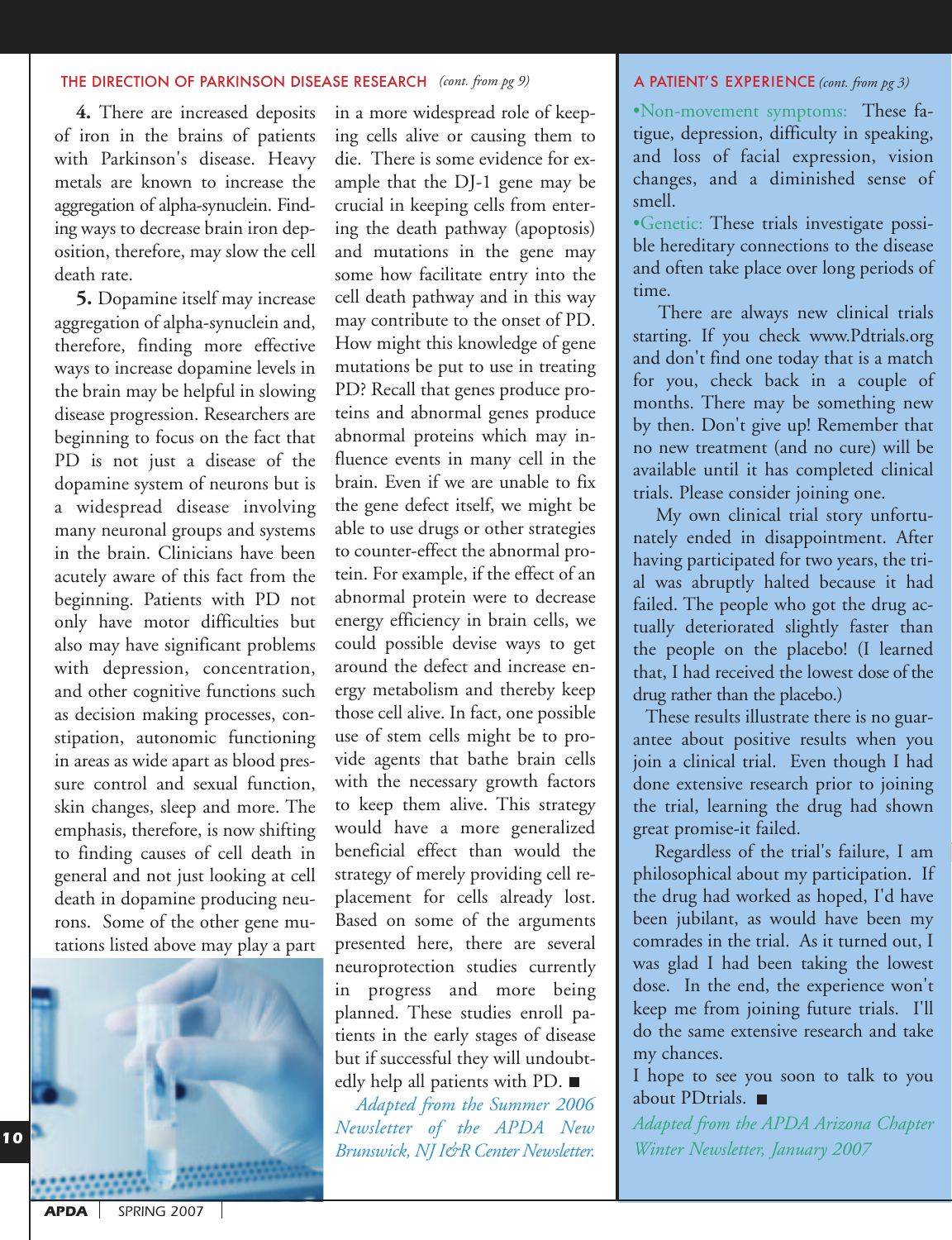## THE DIRECTION OF PARKINSON DISEASE RESEARCH *(cont. from pg 9)*

**4.** There are increased deposits of iron in the brains of patients with Parkinson's disease. Heavy metals are known to increase the aggregation of alpha-synuclein. Finding ways to decrease brain iron deposition, therefore, may slow the cell death rate.

**5.** Dopamine itself may increase aggregation of alpha-synuclein and, therefore, finding more effective ways to increase dopamine levels in the brain may be helpful in slowing disease progression. Researchers are beginning to focus on the fact that PD is not just a disease of the dopamine system of neurons but is a widespread disease involving many neuronal groups and systems in the brain. Clinicians have been acutely aware of this fact from the beginning. Patients with PD not only have motor difficulties but also may have significant problems with depression, concentration, and other cognitive functions such as decision making processes, constipation, autonomic functioning in areas as wide apart as blood pressure control and sexual function, skin changes, sleep and more. The emphasis, therefore, is now shifting to finding causes of cell death in general and not just looking at cell death in dopamine producing neurons. Some of the other gene mutations listed above may play a part in a more widespread role of keeping cells alive or causing them to die. There is some evidence for example that the DJ-1 gene may be crucial in keeping cells from entering the death pathway (apoptosis) and mutations in the gene may some how facilitate entry into the cell death pathway and in this way may contribute to the onset of PD. How might this knowledge of gene mutations be put to use in treating PD? Recall that genes produce proteins and abnormal genes produce abnormal proteins which may influence events in many cell in the brain. Even if we are unable to fix the gene defect itself, we might be able to use drugs or other strategies to counter-effect the abnormal protein. For example, if the effect of an abnormal protein were to decrease energy efficiency in brain cells, we could possible devise ways to get around the defect and increase energy metabolism and thereby keep those cell alive. In fact, one possible use of stem cells might be to provide agents that bathe brain cells with the necessary growth factors to keep them alive. This strategy would have a more generalized beneficial effect than would the strategy of merely providing cell replacement for cells already lost. Based on some of the arguments presented here, there are several neuroprotection studies currently in progress and more being planned. These studies enroll patients in the early stages of disease but if successful they will undoubtedly help all patients with PD. ■

*Adapted from the Summer 2006 Newsletter of the APDA New Brunswick, NJ I&R Center Newsletter.*

## A PATIENT'S EXPERIENCE *(cont. from pg 3)*

•Non-movement symptoms: These fatigue, depression, difficulty in speaking, and loss of facial expression, vision changes, and a diminished sense of smell.

•Genetic: These trials investigate possible hereditary connections to the disease and often take place over long periods of time.

There are always new clinical trials starting. If you check www.Pdtrials.org and don't find one today that is a match for you, check back in a couple of months. There may be something new by then. Don't give up! Remember that no new treatment (and no cure) will be available until it has completed clinical trials. Please consider joining one.

My own clinical trial story unfortunately ended in disappointment. After having participated for two years, the trial was abruptly halted because it had failed. The people who got the drug actually deteriorated slightly faster than the people on the placebo! (I learned that, I had received the lowest dose of the drug rather than the placebo.)

These results illustrate there is no guarantee about positive results when you join a clinical trial. Even though I had done extensive research prior to joining the trial, learning the drug had shown great promise-it failed.

Regardless of the trial's failure, I am philosophical about my participation. If the drug had worked as hoped, I'd have been jubilant, as would have been my comrades in the trial. As it turned out, I was glad I had been taking the lowest dose. In the end, the experience won't keep me from joining future trials. I'll do the same extensive research and take my chances.

I hope to see you soon to talk to you about PDtrials. ■

*Adapted from the APDA Arizona Chapter Winter Newsletter, January 2007*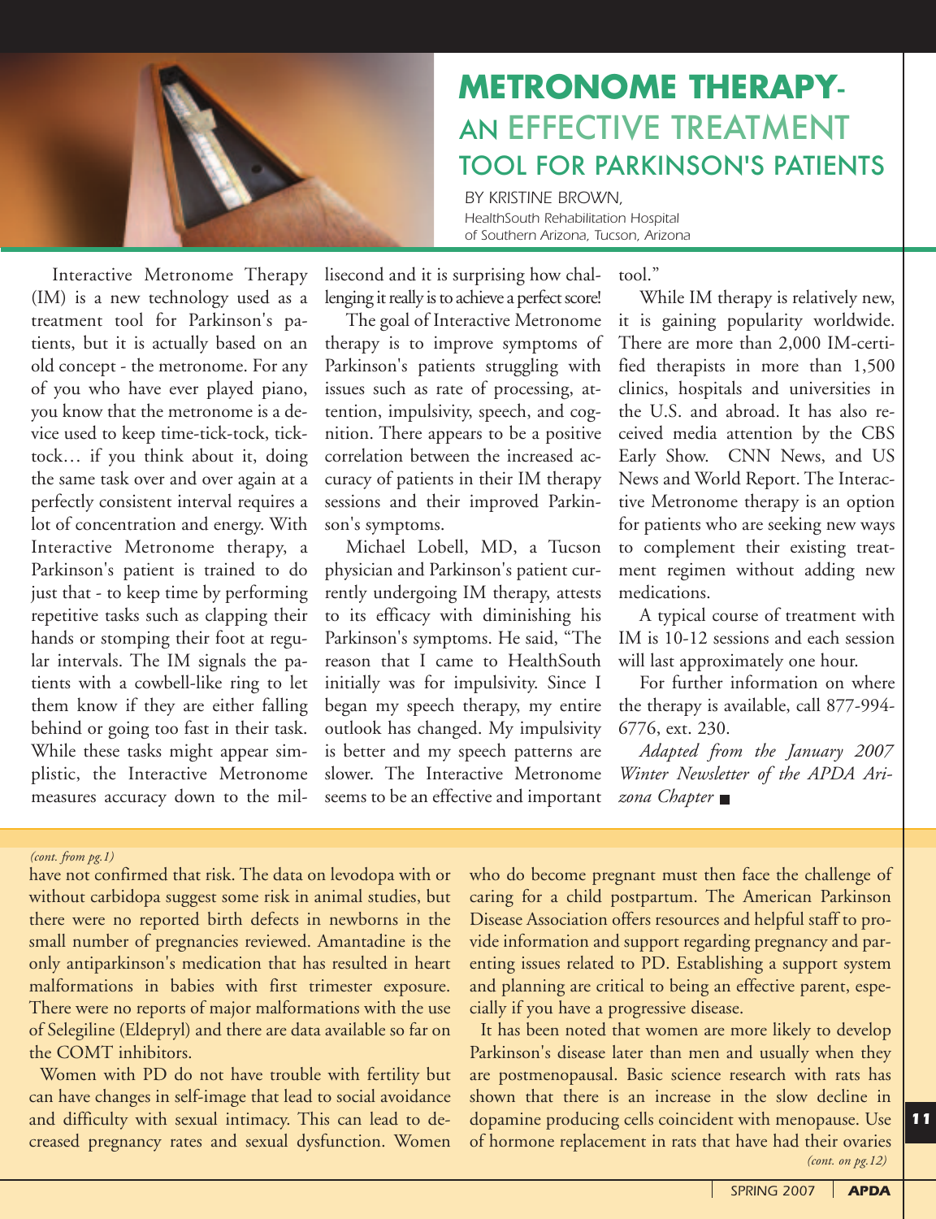# METRONOME THERAPY- AN EFFECTIVE TREATMENT TOOL FOR PARKINSON'S PATIENTS

BY KRISTINE BROWN,
*HealthSouth Rehabilitation Hospital of Southern Arizona, Tucson, Arizona*

Interactive Metronome Therapy (IM) is a new technology used as a treatment tool for Parkinson's patients, but it is actually based on an old concept - the metronome. For any of you who have ever played piano, you know that the metronome is a device used to keep time-tick-tock, tick-tock… if you think about it, doing the same task over and over again at a perfectly consistent interval requires a lot of concentration and energy. With Interactive Metronome therapy, a Parkinson's patient is trained to do just that - to keep time by performing repetitive tasks such as clapping their hands or stomping their foot at regular intervals. The IM signals the patients with a cowbell-like ring to let them know if they are either falling behind or going too fast in their task. While these tasks might appear simplistic, the Interactive Metronome measures accuracy down to the millisecond and it is surprising how challenging it really is to achieve a perfect score!

The goal of Interactive Metronome therapy is to improve symptoms of Parkinson's patients struggling with issues such as rate of processing, attention, impulsivity, speech, and cognition. There appears to be a positive correlation between the increased accuracy of patients in their IM therapy sessions and their improved Parkinson's symptoms.

Michael Lobell, MD, a Tucson physician and Parkinson's patient currently undergoing IM therapy, attests to its efficacy with diminishing his Parkinson's symptoms. He said, "The reason that I came to HealthSouth initially was for impulsivity. Since I began my speech therapy, my entire outlook has changed. My impulsivity is better and my speech patterns are slower. The Interactive Metronome seems to be an effective and important tool."

While IM therapy is relatively new, it is gaining popularity worldwide. There are more than 2,000 IM-certified therapists in more than 1,500 clinics, hospitals and universities in the U.S. and abroad. It has also received media attention by the CBS Early Show. CNN News, and US News and World Report. The Interactive Metronome therapy is an option for patients who are seeking new ways to complement their existing treatment regimen without adding new medications.

A typical course of treatment with IM is 10-12 sessions and each session will last approximately one hour.

For further information on where the therapy is available, call 877-994-6776, ext. 230.

*Adapted from the January 2007 Winter Newsletter of the APDA Arizona Chapter* ■

---

*(cont. from pg.1)*

have not confirmed that risk. The data on levodopa with or without carbidopa suggest some risk in animal studies, but there were no reported birth defects in newborns in the small number of pregnancies reviewed. Amantadine is the only antiparkinson's medication that has resulted in heart malformations in babies with first trimester exposure. There were no reports of major malformations with the use of Selegiline (Eldepryl) and there are data available so far on the COMT inhibitors.

Women with PD do not have trouble with fertility but can have changes in self-image that lead to social avoidance and difficulty with sexual intimacy. This can lead to decreased pregnancy rates and sexual dysfunction. Women who do become pregnant must then face the challenge of caring for a child postpartum. The American Parkinson Disease Association offers resources and helpful staff to provide information and support regarding pregnancy and parenting issues related to PD. Establishing a support system and planning are critical to being an effective parent, especially if you have a progressive disease.

It has been noted that women are more likely to develop Parkinson's disease later than men and usually when they are postmenopausal. Basic science research with rats has shown that there is an increase in the slow decline in dopamine producing cells coincident with menopause. Use of hormone replacement in rats that have had their ovaries

*(cont. on pg.12)*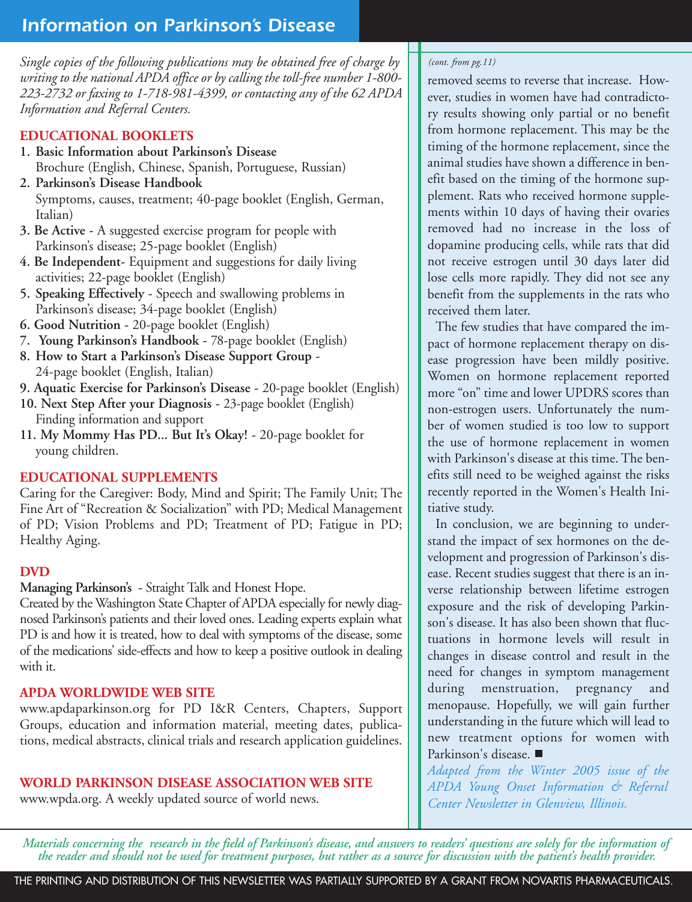# Information on Parkinson's Disease

*Single copies of the following publications may be obtained free of charge by writing to the national APDA office or by calling the toll-free number 1-800-223-2732 or faxing to 1-718-981-4399, or contacting any of the 62 APDA Information and Referral Centers.*

## EDUCATIONAL BOOKLETS

1. **Basic Information about Parkinson's Disease**
   Brochure (English, Chinese, Spanish, Portuguese, Russian)
2. **Parkinson's Disease Handbook**
   Symptoms, causes, treatment; 40-page booklet (English, German, Italian)
3. **Be Active** - A suggested exercise program for people with Parkinson's disease; 25-page booklet (English)
4. **Be Independent**- Equipment and suggestions for daily living activities; 22-page booklet (English)
5. **Speaking Effectively** - Speech and swallowing problems in Parkinson's disease; 34-page booklet (English)
6. **Good Nutrition** - 20-page booklet (English)
7. **Young Parkinson's Handbook** - 78-page booklet (English)
8. **How to Start a Parkinson's Disease Support Group** - 24-page booklet (English, Italian)
9. **Aquatic Exercise for Parkinson's Disease** - 20-page booklet (English)
10. **Next Step After your Diagnosis** - 23-page booklet (English) Finding information and support
11. **My Mommy Has PD... But It's Okay!** - 20-page booklet for young children.

## EDUCATIONAL SUPPLEMENTS

Caring for the Caregiver: Body, Mind and Spirit; The Family Unit; The Fine Art of "Recreation & Socialization" with PD; Medical Management of PD; Vision Problems and PD; Treatment of PD; Fatigue in PD; Healthy Aging.

## DVD

**Managing Parkinson's** - Straight Talk and Honest Hope.
Created by the Washington State Chapter of APDA especially for newly diagnosed Parkinson's patients and their loved ones. Leading experts explain what PD is and how it is treated, how to deal with symptoms of the disease, some of the medications' side-effects and how to keep a positive outlook in dealing with it.

## APDA WORLDWIDE WEB SITE

www.apdaparkinson.org for PD I&R Centers, Chapters, Support Groups, education and information material, meeting dates, publications, medical abstracts, clinical trials and research application guidelines.

## WORLD PARKINSON DISEASE ASSOCIATION WEB SITE

www.wpda.org. A weekly updated source of world news.

*(cont. from pg.11)*

removed seems to reverse that increase. However, studies in women have had contradictory results showing only partial or no benefit from hormone replacement. This may be the timing of the hormone replacement, since the animal studies have shown a difference in benefit based on the timing of the hormone supplement. Rats who received hormone supplements within 10 days of having their ovaries removed had no increase in the loss of dopamine producing cells, while rats that did not receive estrogen until 30 days later did lose cells more rapidly. They did not see any benefit from the supplements in the rats who received them later.

The few studies that have compared the impact of hormone replacement therapy on disease progression have been mildly positive. Women on hormone replacement reported more "on" time and lower UPDRS scores than non-estrogen users. Unfortunately the number of women studied is too low to support the use of hormone replacement in women with Parkinson's disease at this time. The benefits still need to be weighed against the risks recently reported in the Women's Health Initiative study.

In conclusion, we are beginning to understand the impact of sex hormones on the development and progression of Parkinson's disease. Recent studies suggest that there is an inverse relationship between lifetime estrogen exposure and the risk of developing Parkinson's disease. It has also been shown that fluctuations in hormone levels will result in changes in disease control and result in the need for changes in symptom management during menstruation, pregnancy and menopause. Hopefully, we will gain further understanding in the future which will lead to new treatment options for women with Parkinson's disease. ■

*Adapted from the Winter 2005 issue of the APDA Young Onset Information & Referral Center Newsletter in Glenview, Illinois.*

*Materials concerning the research in the field of Parkinson's disease, and answers to readers' questions are solely for the information of the reader and should not be used for treatment purposes, but rather as a source for discussion with the patient's health provider.*

THE PRINTING AND DISTRIBUTION OF THIS NEWSLETTER WAS PARTIALLY SUPPORTED BY A GRANT FROM NOVARTIS PHARMACEUTICALS.